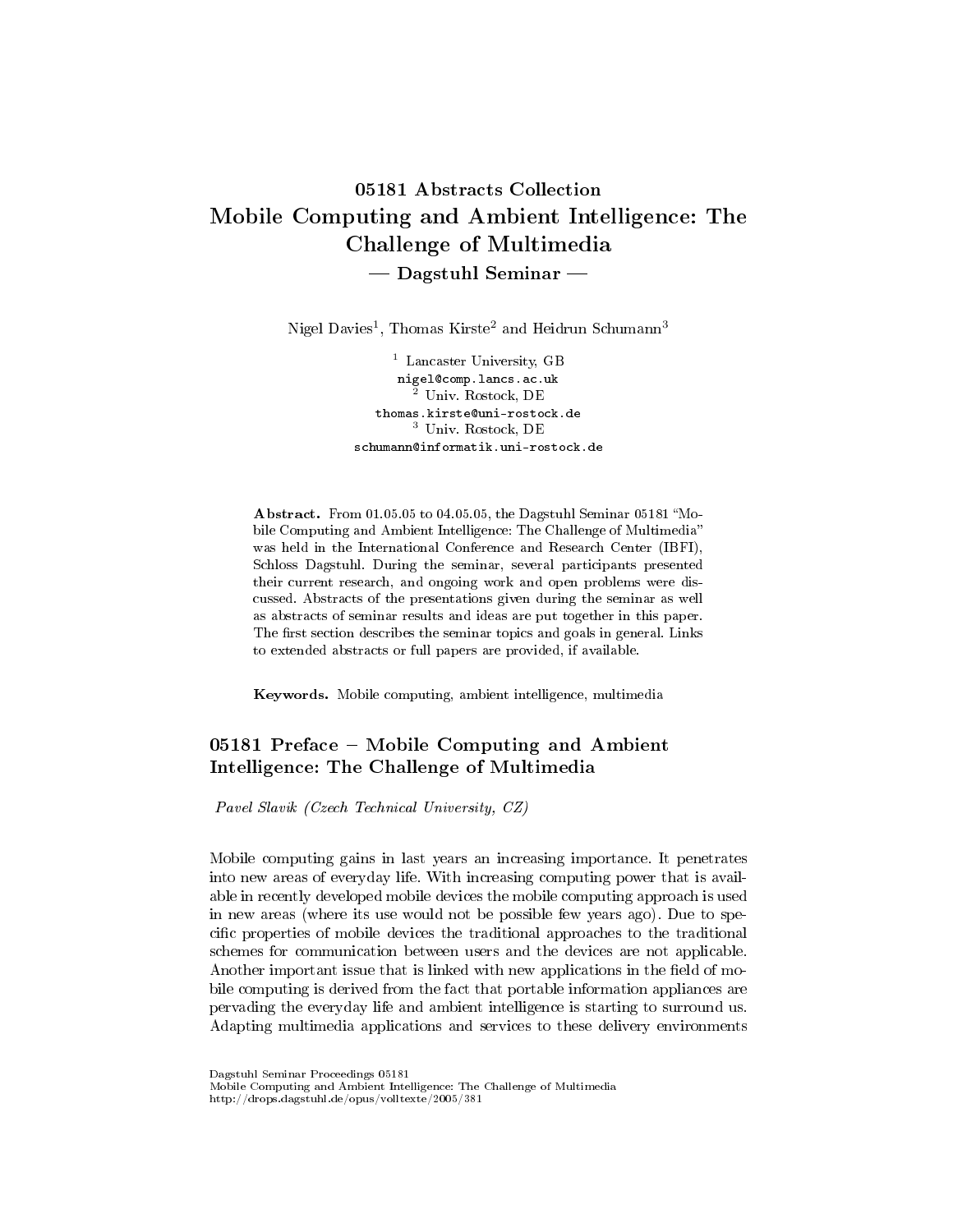# 05181 Abstracts Collection
# Mobile Computing and Ambient Intelligence: The Challenge of Multimedia
## — Dagstuhl Seminar —

Nigel Davies[1], Thomas Kirste[2] and Heidrun Schumann[3]

[1] Lancaster University, GB
nigel@comp.lancs.ac.uk
[2] Univ. Rostock, DE
thomas.kirste@uni-rostock.de
[3] Univ. Rostock, DE
schumann@informatik.uni-rostock.de

**Abstract.** From 01.05.05 to 04.05.05, the Dagstuhl Seminar 05181 "Mobile Computing and Ambient Intelligence: The Challenge of Multimedia" was held in the International Conference and Research Center (IBFI), Schloss Dagstuhl. During the seminar, several participants presented their current research, and ongoing work and open problems were discussed. Abstracts of the presentations given during the seminar as well as abstracts of seminar results and ideas are put together in this paper. The first section describes the seminar topics and goals in general. Links to extended abstracts or full papers are provided, if available.

**Keywords.** Mobile computing, ambient intelligence, multimedia

## 05181 Preface – Mobile Computing and Ambient Intelligence: The Challenge of Multimedia

*Pavel Slavik (Czech Technical University, CZ)*

Mobile computing gains in last years an increasing importance. It penetrates into new areas of everyday life. With increasing computing power that is available in recently developed mobile devices the mobile computing approach is used in new areas (where its use would not be possible few years ago). Due to specific properties of mobile devices the traditional approaches to the traditional schemes for communication between users and the devices are not applicable. Another important issue that is linked with new applications in the field of mobile computing is derived from the fact that portable information appliances are pervading the everyday life and ambient intelligence is starting to surround us. Adapting multimedia applications and services to these delivery environments

Dagstuhl Seminar Proceedings 05181
Mobile Computing and Ambient Intelligence: The Challenge of Multimedia
http://drops.dagstuhl.de/opus/volltexte/2005/381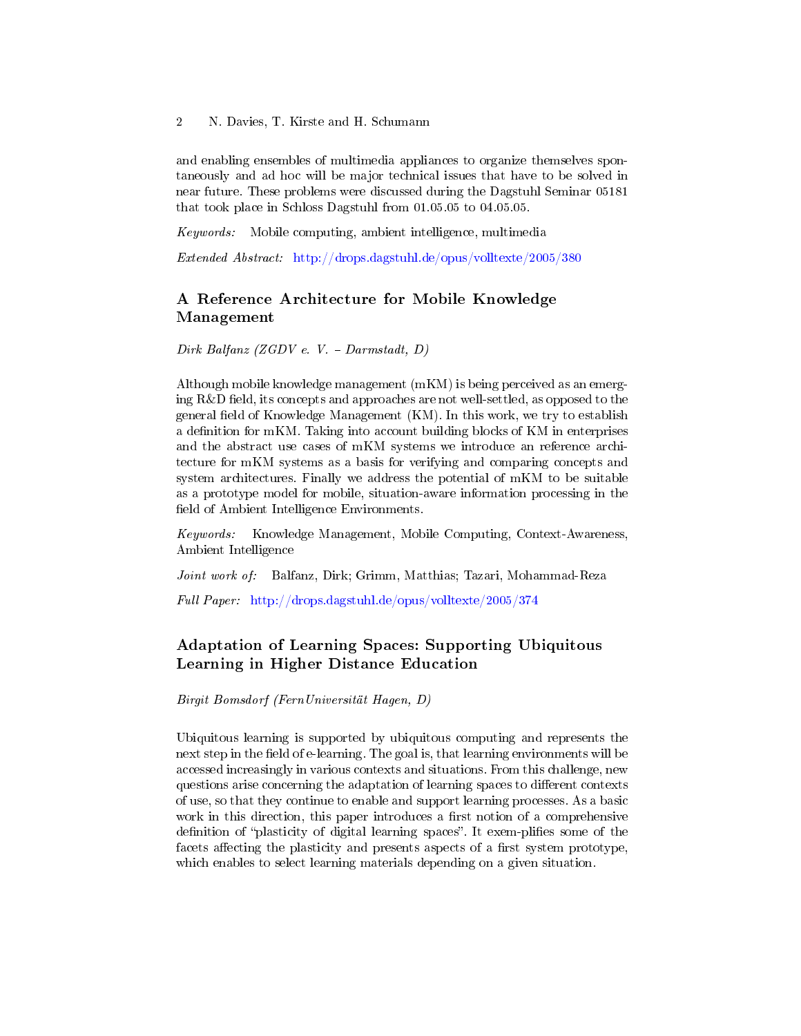and enabling ensembles of multimedia appliances to organize themselves spontaneously and ad hoc will be major technical issues that have to be solved in near future. These problems were discussed during the Dagstuhl Seminar 05181 that took place in Schloss Dagstuhl from 01.05.05 to 04.05.05.

*Keywords:* Mobile computing, ambient intelligence, multimedia

*Extended Abstract:* http://drops.dagstuhl.de/opus/volltexte/2005/380

## A Reference Architecture for Mobile Knowledge Management

*Dirk Balfanz (ZGDV e. V. – Darmstadt, D)*

Although mobile knowledge management (mKM) is being perceived as an emerging R&D field, its concepts and approaches are not well-settled, as opposed to the general field of Knowledge Management (KM). In this work, we try to establish a definition for mKM. Taking into account building blocks of KM in enterprises and the abstract use cases of mKM systems we introduce an reference architecture for mKM systems as a basis for verifying and comparing concepts and system architectures. Finally we address the potential of mKM to be suitable as a prototype model for mobile, situation-aware information processing in the field of Ambient Intelligence Environments.

*Keywords:* Knowledge Management, Mobile Computing, Context-Awareness, Ambient Intelligence

*Joint work of:* Balfanz, Dirk; Grimm, Matthias; Tazari, Mohammad-Reza

*Full Paper:* http://drops.dagstuhl.de/opus/volltexte/2005/374

## Adaptation of Learning Spaces: Supporting Ubiquitous Learning in Higher Distance Education

*Birgit Bomsdorf (FernUniversität Hagen, D)*

Ubiquitous learning is supported by ubiquitous computing and represents the next step in the field of e-learning. The goal is, that learning environments will be accessed increasingly in various contexts and situations. From this challenge, new questions arise concerning the adaptation of learning spaces to different contexts of use, so that they continue to enable and support learning processes. As a basic work in this direction, this paper introduces a first notion of a comprehensive definition of "plasticity of digital learning spaces". It exem-plifies some of the facets affecting the plasticity and presents aspects of a first system prototype, which enables to select learning materials depending on a given situation.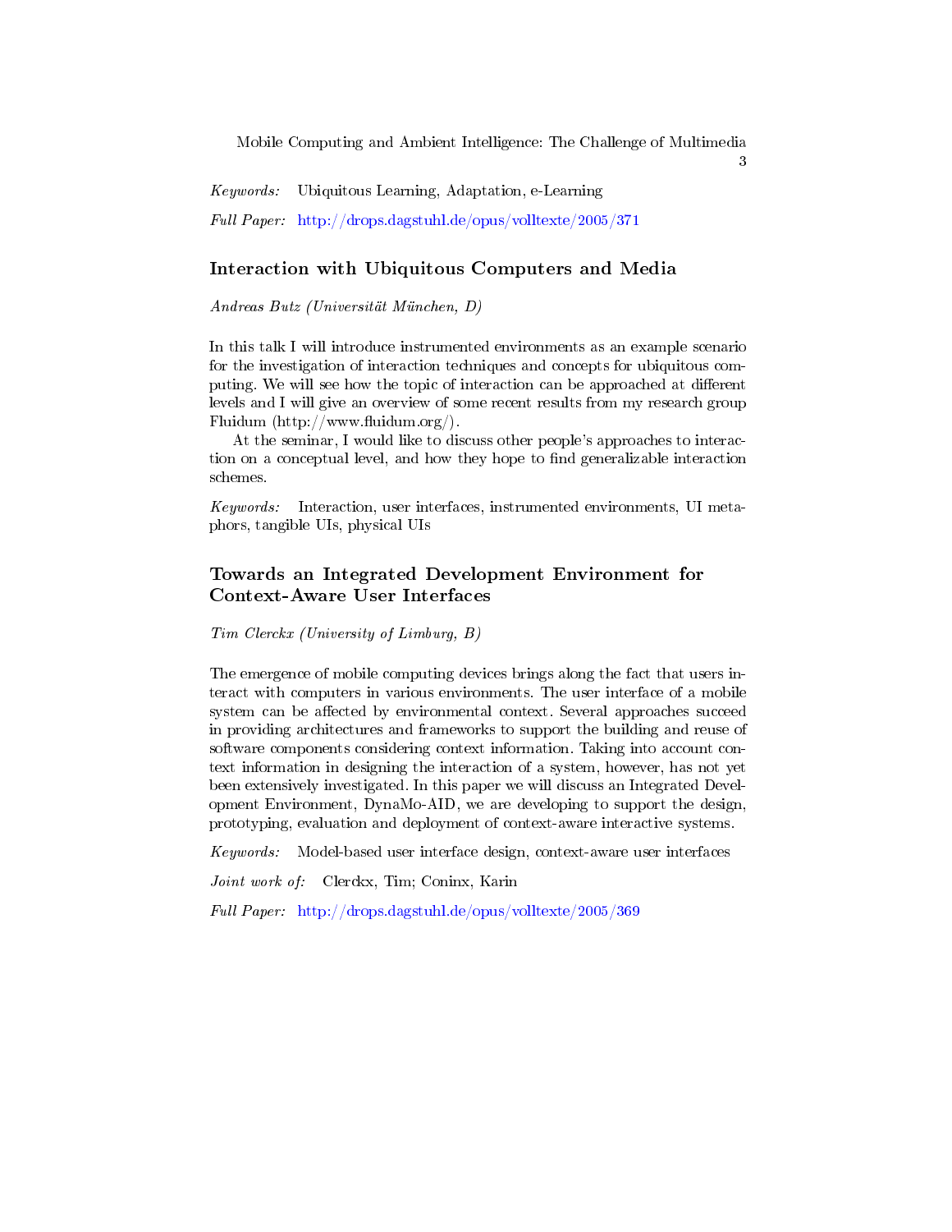*Keywords:* Ubiquitous Learning, Adaptation, e-Learning

*Full Paper:* http://drops.dagstuhl.de/opus/volltexte/2005/371

## Interaction with Ubiquitous Computers and Media

*Andreas Butz (Universität München, D)*

In this talk I will introduce instrumented environments as an example scenario for the investigation of interaction techniques and concepts for ubiquitous computing. We will see how the topic of interaction can be approached at different levels and I will give an overview of some recent results from my research group Fluidum (http://www.fluidum.org/).

At the seminar, I would like to discuss other people's approaches to interaction on a conceptual level, and how they hope to find generalizable interaction schemes.

*Keywords:* Interaction, user interfaces, instrumented environments, UI metaphors, tangible UIs, physical UIs

## Towards an Integrated Development Environment for Context-Aware User Interfaces

*Tim Clerckx (University of Limburg, B)*

The emergence of mobile computing devices brings along the fact that users interact with computers in various environments. The user interface of a mobile system can be affected by environmental context. Several approaches succeed in providing architectures and frameworks to support the building and reuse of software components considering context information. Taking into account context information in designing the interaction of a system, however, has not yet been extensively investigated. In this paper we will discuss an Integrated Development Environment, DynaMo-AID, we are developing to support the design, prototyping, evaluation and deployment of context-aware interactive systems.

*Keywords:* Model-based user interface design, context-aware user interfaces

*Joint work of:* Clerckx, Tim; Coninx, Karin

*Full Paper:* http://drops.dagstuhl.de/opus/volltexte/2005/369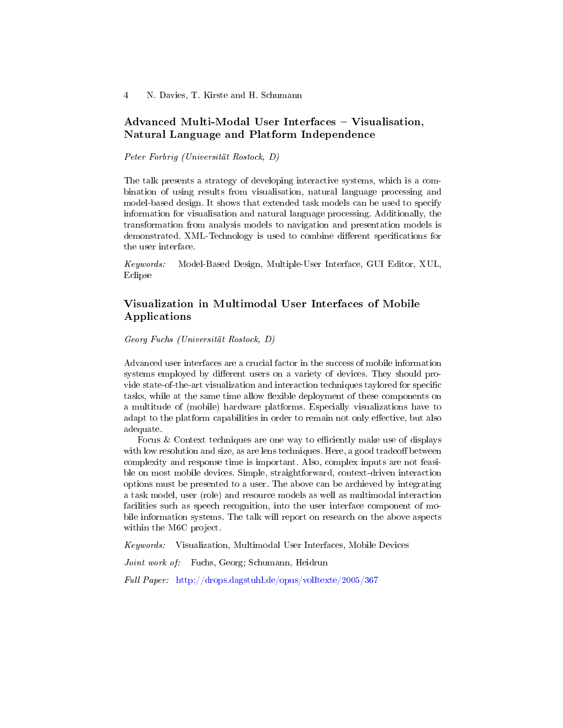## Advanced Multi-Modal User Interfaces – Visualisation, Natural Language and Platform Independence

*Peter Forbrig (Universität Rostock, D)*

The talk presents a strategy of developing interactive systems, which is a combination of using results from visualisation, natural language processing and model-based design. It shows that extended task models can be used to specify information for visualisation and natural language processing. Additionally, the transformation from analysis models to navigation and presentation models is demonstrated. XML-Technology is used to combine different specifications for the user interface.

*Keywords:* Model-Based Design, Multiple-User Interface, GUI Editor, XUL, Eclipse

## Visualization in Multimodal User Interfaces of Mobile Applications

*Georg Fuchs (Universität Rostock, D)*

Advanced user interfaces are a crucial factor in the success of mobile information systems employed by different users on a variety of devices. They should provide state-of-the-art visualization and interaction techniques taylored for specific tasks, while at the same time allow flexible deployment of these components on a multitude of (mobile) hardware platforms. Especially visualizations have to adapt to the platform capabilities in order to remain not only effective, but also adequate.

Focus & Context techniques are one way to efficiently make use of displays with low resolution and size, as are lens techniques. Here, a good tradeoff between complexity and response time is important. Also, complex inputs are not feasible on most mobile devices. Simple, straightforward, context-driven interaction options must be presented to a user. The above can be archieved by integrating a task model, user (role) and resource models as well as multimodal interaction facilities such as speech recognition, into the user interface component of mobile information systems. The talk will report on research on the above aspects within the M6C project.

*Keywords:* Visualization, Multimodal User Interfaces, Mobile Devices

*Joint work of:* Fuchs, Georg; Schumann, Heidrun

*Full Paper:* http://drops.dagstuhl.de/opus/volltexte/2005/367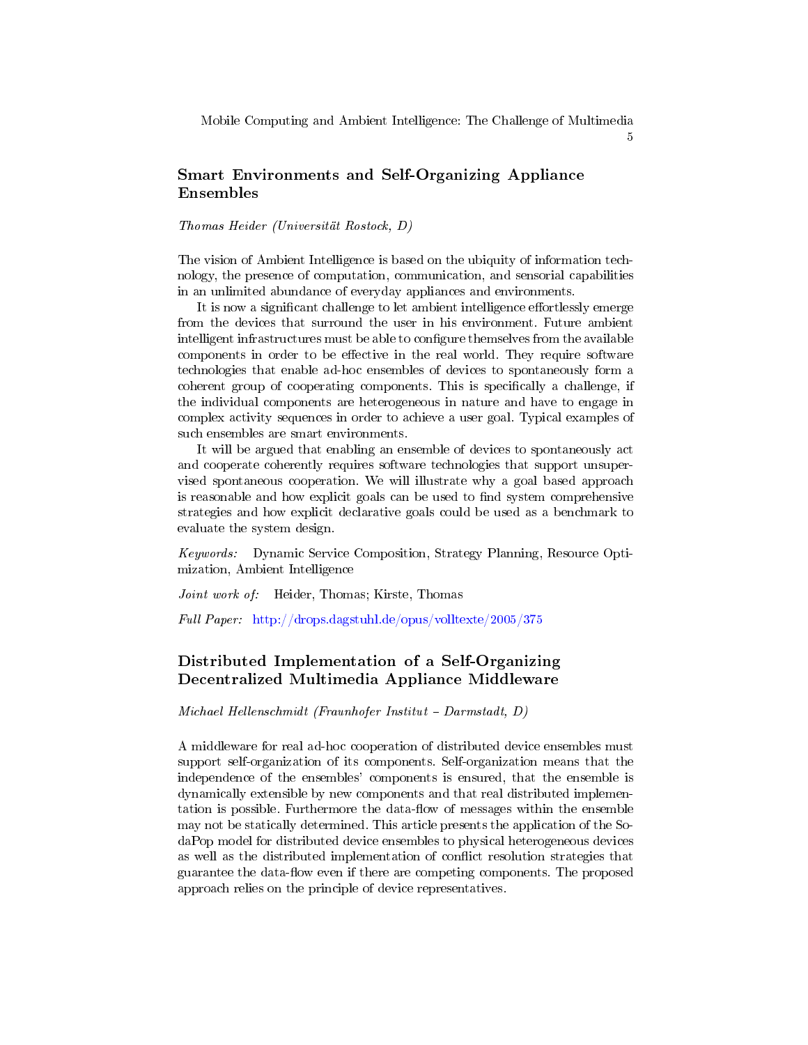## Smart Environments and Self-Organizing Appliance Ensembles

*Thomas Heider (Universität Rostock, D)*

The vision of Ambient Intelligence is based on the ubiquity of information technology, the presence of computation, communication, and sensorial capabilities in an unlimited abundance of everyday appliances and environments.

It is now a significant challenge to let ambient intelligence effortlessly emerge from the devices that surround the user in his environment. Future ambient intelligent infrastructures must be able to configure themselves from the available components in order to be effective in the real world. They require software technologies that enable ad-hoc ensembles of devices to spontaneously form a coherent group of cooperating components. This is specifically a challenge, if the individual components are heterogeneous in nature and have to engage in complex activity sequences in order to achieve a user goal. Typical examples of such ensembles are smart environments.

It will be argued that enabling an ensemble of devices to spontaneously act and cooperate coherently requires software technologies that support unsupervised spontaneous cooperation. We will illustrate why a goal based approach is reasonable and how explicit goals can be used to find system comprehensive strategies and how explicit declarative goals could be used as a benchmark to evaluate the system design.

*Keywords:* Dynamic Service Composition, Strategy Planning, Resource Optimization, Ambient Intelligence

*Joint work of:* Heider, Thomas; Kirste, Thomas

*Full Paper:* http://drops.dagstuhl.de/opus/volltexte/2005/375

## Distributed Implementation of a Self-Organizing Decentralized Multimedia Appliance Middleware

*Michael Hellenschmidt (Fraunhofer Institut – Darmstadt, D)*

A middleware for real ad-hoc cooperation of distributed device ensembles must support self-organization of its components. Self-organization means that the independence of the ensembles' components is ensured, that the ensemble is dynamically extensible by new components and that real distributed implementation is possible. Furthermore the data-flow of messages within the ensemble may not be statically determined. This article presents the application of the SodaPop model for distributed device ensembles to physical heterogeneous devices as well as the distributed implementation of conflict resolution strategies that guarantee the data-flow even if there are competing components. The proposed approach relies on the principle of device representatives.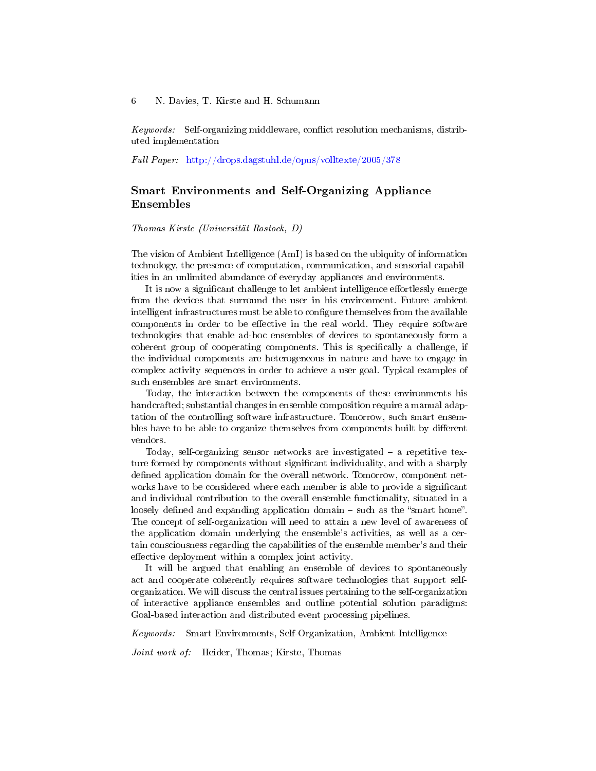*Keywords:* Self-organizing middleware, conflict resolution mechanisms, distributed implementation

*Full Paper:* http://drops.dagstuhl.de/opus/volltexte/2005/378

## Smart Environments and Self-Organizing Appliance Ensembles

*Thomas Kirste (Universität Rostock, D)*

The vision of Ambient Intelligence (AmI) is based on the ubiquity of information technology, the presence of computation, communication, and sensorial capabilities in an unlimited abundance of everyday appliances and environments.

It is now a significant challenge to let ambient intelligence effortlessly emerge from the devices that surround the user in his environment. Future ambient intelligent infrastructures must be able to configure themselves from the available components in order to be effective in the real world. They require software technologies that enable ad-hoc ensembles of devices to spontaneously form a coherent group of cooperating components. This is specifically a challenge, if the individual components are heterogeneous in nature and have to engage in complex activity sequences in order to achieve a user goal. Typical examples of such ensembles are smart environments.

Today, the interaction between the components of these environments his handcrafted; substantial changes in ensemble composition require a manual adaptation of the controlling software infrastructure. Tomorrow, such smart ensembles have to be able to organize themselves from components built by different vendors.

Today, self-organizing sensor networks are investigated – a repetitive texture formed by components without significant individuality, and with a sharply defined application domain for the overall network. Tomorrow, component networks have to be considered where each member is able to provide a significant and individual contribution to the overall ensemble functionality, situated in a loosely defined and expanding application domain – such as the "smart home". The concept of self-organization will need to attain a new level of awareness of the application domain underlying the ensemble's activities, as well as a certain consciousness regarding the capabilities of the ensemble member's and their effective deployment within a complex joint activity.

It will be argued that enabling an ensemble of devices to spontaneously act and cooperate coherently requires software technologies that support self-organization. We will discuss the central issues pertaining to the self-organization of interactive appliance ensembles and outline potential solution paradigms: Goal-based interaction and distributed event processing pipelines.

*Keywords:* Smart Environments, Self-Organization, Ambient Intelligence

*Joint work of:* Heider, Thomas; Kirste, Thomas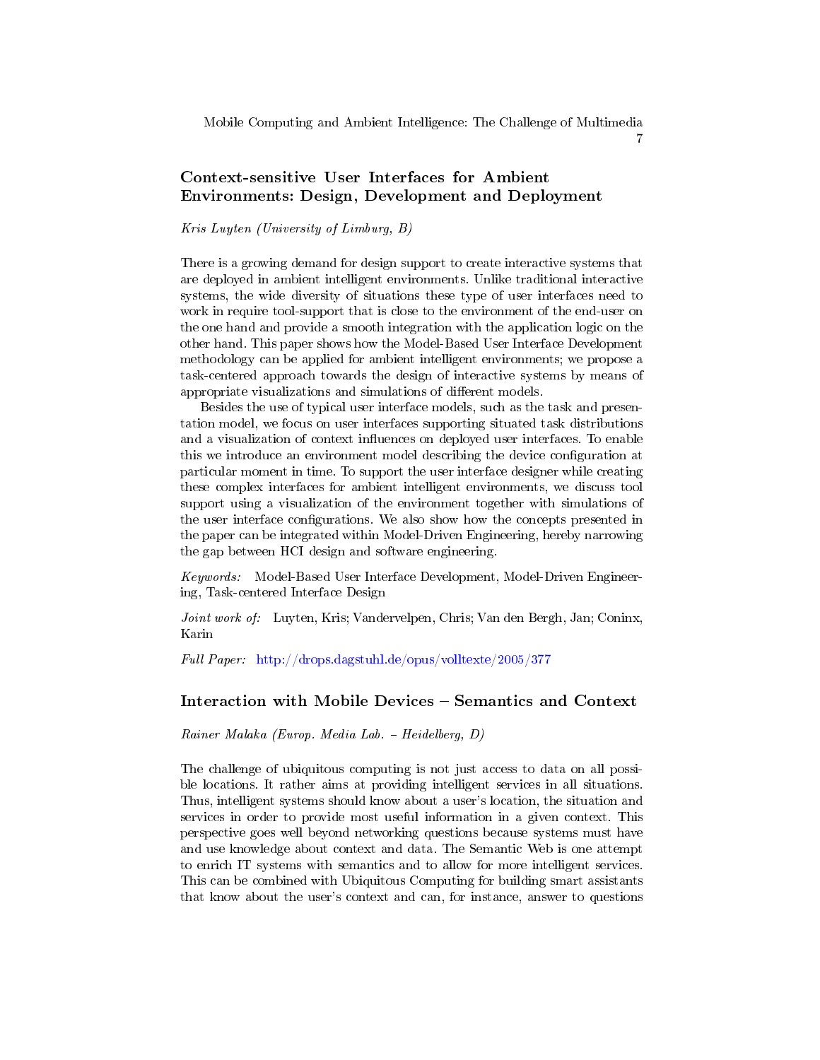## Context-sensitive User Interfaces for Ambient Environments: Design, Development and Deployment

*Kris Luyten (University of Limburg, B)*

There is a growing demand for design support to create interactive systems that are deployed in ambient intelligent environments. Unlike traditional interactive systems, the wide diversity of situations these type of user interfaces need to work in require tool-support that is close to the environment of the end-user on the one hand and provide a smooth integration with the application logic on the other hand. This paper shows how the Model-Based User Interface Development methodology can be applied for ambient intelligent environments; we propose a task-centered approach towards the design of interactive systems by means of appropriate visualizations and simulations of different models.

Besides the use of typical user interface models, such as the task and presentation model, we focus on user interfaces supporting situated task distributions and a visualization of context influences on deployed user interfaces. To enable this we introduce an environment model describing the device configuration at particular moment in time. To support the user interface designer while creating these complex interfaces for ambient intelligent environments, we discuss tool support using a visualization of the environment together with simulations of the user interface configurations. We also show how the concepts presented in the paper can be integrated within Model-Driven Engineering, hereby narrowing the gap between HCI design and software engineering.

*Keywords:* Model-Based User Interface Development, Model-Driven Engineering, Task-centered Interface Design

*Joint work of:* Luyten, Kris; Vandervelpen, Chris; Van den Bergh, Jan; Coninx, Karin

*Full Paper:* http://drops.dagstuhl.de/opus/volltexte/2005/377

## Interaction with Mobile Devices – Semantics and Context

*Rainer Malaka (Europ. Media Lab. – Heidelberg, D)*

The challenge of ubiquitous computing is not just access to data on all possible locations. It rather aims at providing intelligent services in all situations. Thus, intelligent systems should know about a user's location, the situation and services in order to provide most useful information in a given context. This perspective goes well beyond networking questions because systems must have and use knowledge about context and data. The Semantic Web is one attempt to enrich IT systems with semantics and to allow for more intelligent services. This can be combined with Ubiquitous Computing for building smart assistants that know about the user's context and can, for instance, answer to questions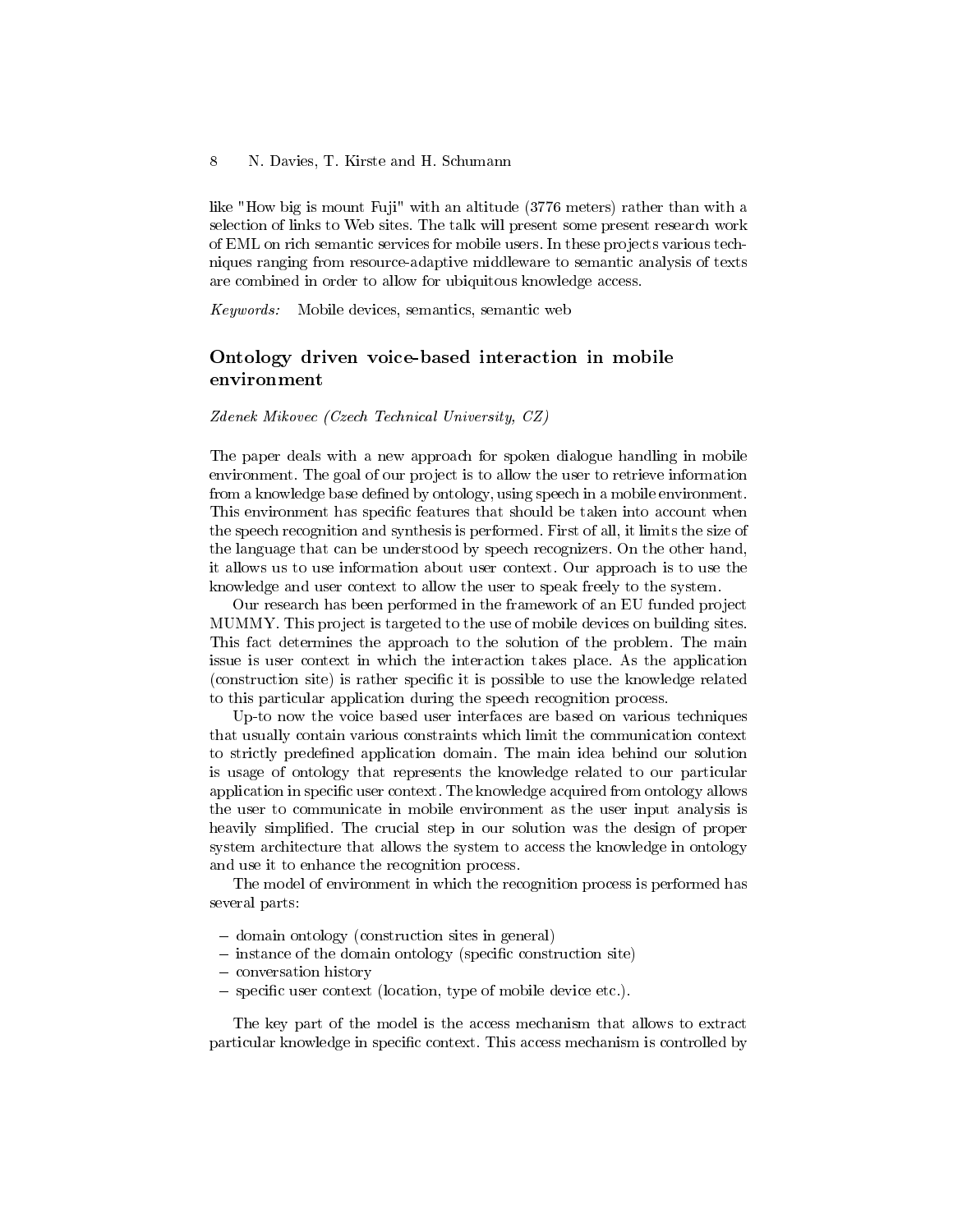like "How big is mount Fuji" with an altitude (3776 meters) rather than with a selection of links to Web sites. The talk will present some present research work of EML on rich semantic services for mobile users. In these projects various techniques ranging from resource-adaptive middleware to semantic analysis of texts are combined in order to allow for ubiquitous knowledge access.

*Keywords:* Mobile devices, semantics, semantic web

## Ontology driven voice-based interaction in mobile environment

*Zdenek Mikovec (Czech Technical University, CZ)*

The paper deals with a new approach for spoken dialogue handling in mobile environment. The goal of our project is to allow the user to retrieve information from a knowledge base defined by ontology, using speech in a mobile environment. This environment has specific features that should be taken into account when the speech recognition and synthesis is performed. First of all, it limits the size of the language that can be understood by speech recognizers. On the other hand, it allows us to use information about user context. Our approach is to use the knowledge and user context to allow the user to speak freely to the system.

Our research has been performed in the framework of an EU funded project MUMMY. This project is targeted to the use of mobile devices on building sites. This fact determines the approach to the solution of the problem. The main issue is user context in which the interaction takes place. As the application (construction site) is rather specific it is possible to use the knowledge related to this particular application during the speech recognition process.

Up-to now the voice based user interfaces are based on various techniques that usually contain various constraints which limit the communication context to strictly predefined application domain. The main idea behind our solution is usage of ontology that represents the knowledge related to our particular application in specific user context. The knowledge acquired from ontology allows the user to communicate in mobile environment as the user input analysis is heavily simplified. The crucial step in our solution was the design of proper system architecture that allows the system to access the knowledge in ontology and use it to enhance the recognition process.

The model of environment in which the recognition process is performed has several parts:

- domain ontology (construction sites in general)
- instance of the domain ontology (specific construction site)
- conversation history
- specific user context (location, type of mobile device etc.).

The key part of the model is the access mechanism that allows to extract particular knowledge in specific context. This access mechanism is controlled by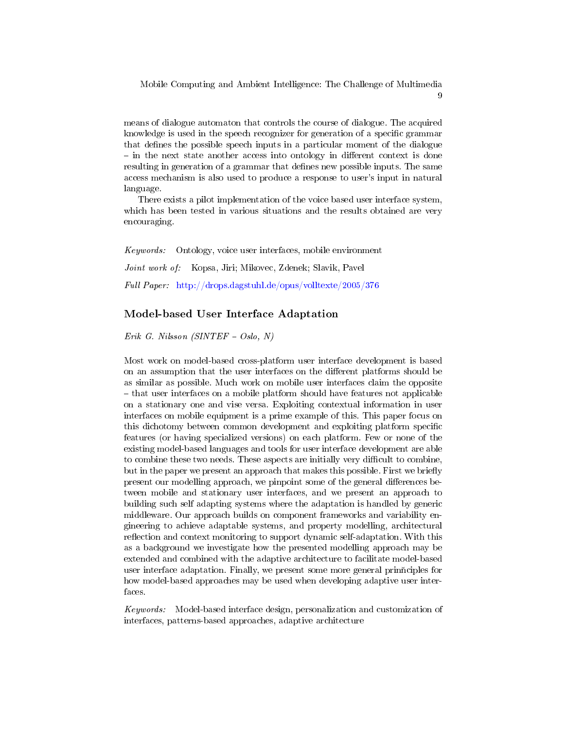means of dialogue automaton that controls the course of dialogue. The acquired knowledge is used in the speech recognizer for generation of a specific grammar that defines the possible speech inputs in a particular moment of the dialogue – in the next state another access into ontology in different context is done resulting in generation of a grammar that defines new possible inputs. The same access mechanism is also used to produce a response to user's input in natural language.

There exists a pilot implementation of the voice based user interface system, which has been tested in various situations and the results obtained are very encouraging.

*Keywords:* Ontology, voice user interfaces, mobile environment

*Joint work of:* Kopsa, Jiri; Mikovec, Zdenek; Slavik, Pavel

*Full Paper:* http://drops.dagstuhl.de/opus/volltexte/2005/376

## Model-based User Interface Adaptation

*Erik G. Nilsson (SINTEF – Oslo, N)*

Most work on model-based cross-platform user interface development is based on an assumption that the user interfaces on the different platforms should be as similar as possible. Much work on mobile user interfaces claim the opposite – that user interfaces on a mobile platform should have features not applicable on a stationary one and vise versa. Exploiting contextual information in user interfaces on mobile equipment is a prime example of this. This paper focus on this dichotomy between common development and exploiting platform specific features (or having specialized versions) on each platform. Few or none of the existing model-based languages and tools for user interface development are able to combine these two needs. These aspects are initially very difficult to combine, but in the paper we present an approach that makes this possible. First we briefly present our modelling approach, we pinpoint some of the general differences between mobile and stationary user interfaces, and we present an approach to building such self adapting systems where the adaptation is handled by generic middleware. Our approach builds on component frameworks and variability engineering to achieve adaptable systems, and property modelling, architectural reflection and context monitoring to support dynamic self-adaptation. With this as a background we investigate how the presented modelling approach may be extended and combined with the adaptive architecture to facilitate model-based user interface adaptation. Finally, we present some more general prinňciples for how model-based approaches may be used when developing adaptive user interfaces.

*Keywords:* Model-based interface design, personalization and customization of interfaces, patterns-based approaches, adaptive architecture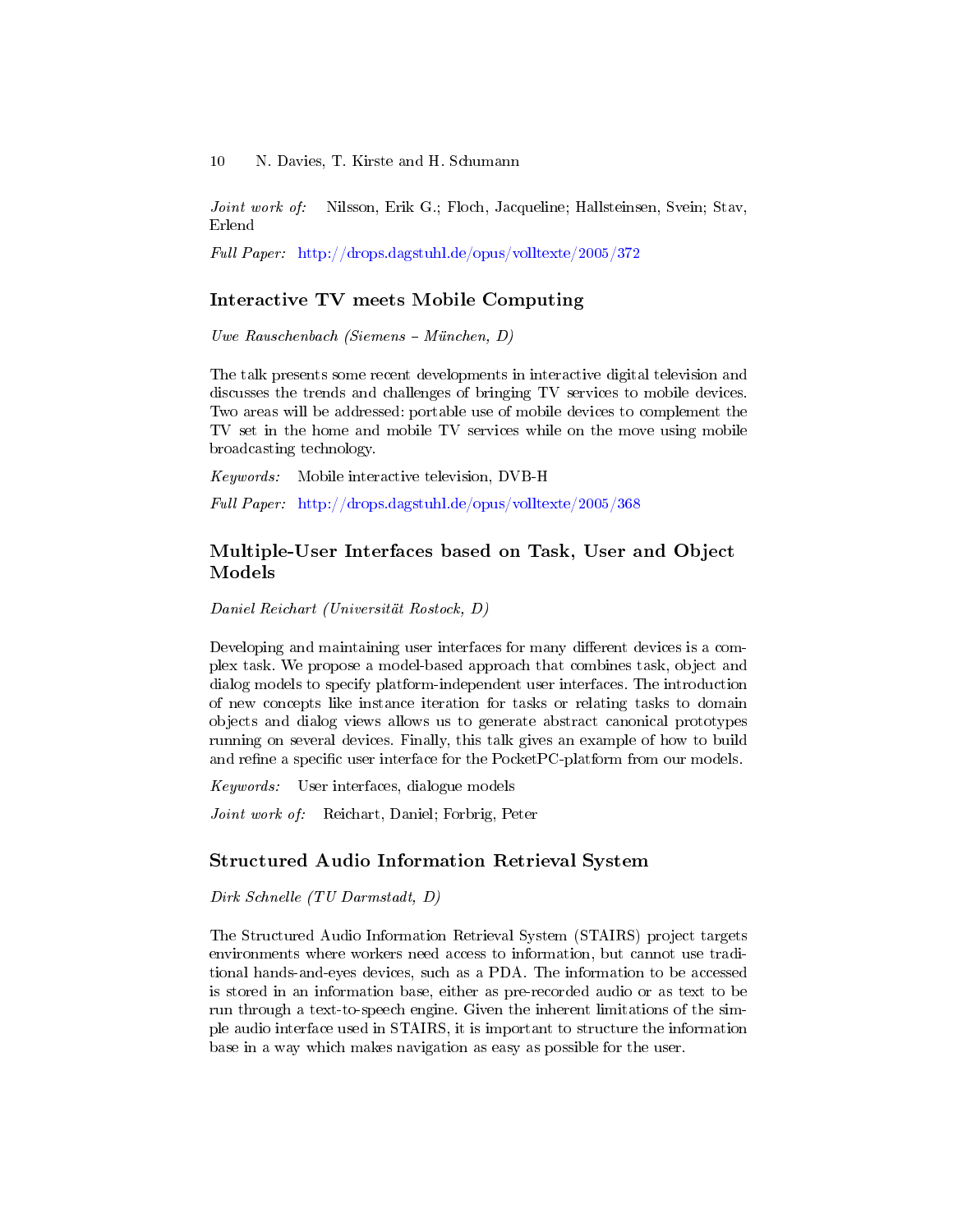*Joint work of:* Nilsson, Erik G.; Floch, Jacqueline; Hallsteinsen, Svein; Stav, Erlend

*Full Paper:* http://drops.dagstuhl.de/opus/volltexte/2005/372

## Interactive TV meets Mobile Computing

*Uwe Rauschenbach (Siemens – München, D)*

The talk presents some recent developments in interactive digital television and discusses the trends and challenges of bringing TV services to mobile devices. Two areas will be addressed: portable use of mobile devices to complement the TV set in the home and mobile TV services while on the move using mobile broadcasting technology.

*Keywords:* Mobile interactive television, DVB-H

*Full Paper:* http://drops.dagstuhl.de/opus/volltexte/2005/368

## Multiple-User Interfaces based on Task, User and Object Models

*Daniel Reichart (Universität Rostock, D)*

Developing and maintaining user interfaces for many different devices is a complex task. We propose a model-based approach that combines task, object and dialog models to specify platform-independent user interfaces. The introduction of new concepts like instance iteration for tasks or relating tasks to domain objects and dialog views allows us to generate abstract canonical prototypes running on several devices. Finally, this talk gives an example of how to build and refine a specific user interface for the PocketPC-platform from our models.

*Keywords:* User interfaces, dialogue models

*Joint work of:* Reichart, Daniel; Forbrig, Peter

## Structured Audio Information Retrieval System

*Dirk Schnelle (TU Darmstadt, D)*

The Structured Audio Information Retrieval System (STAIRS) project targets environments where workers need access to information, but cannot use traditional hands-and-eyes devices, such as a PDA. The information to be accessed is stored in an information base, either as pre-recorded audio or as text to be run through a text-to-speech engine. Given the inherent limitations of the simple audio interface used in STAIRS, it is important to structure the information base in a way which makes navigation as easy as possible for the user.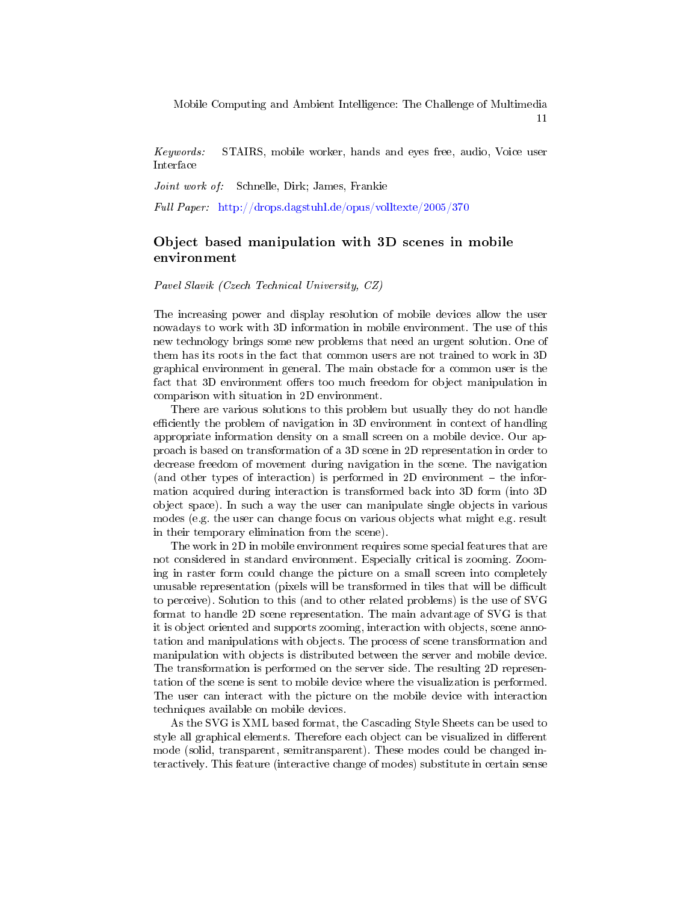*Keywords:* STAIRS, mobile worker, hands and eyes free, audio, Voice user Interface

*Joint work of:* Schnelle, Dirk; James, Frankie

*Full Paper:* http://drops.dagstuhl.de/opus/volltexte/2005/370

## Object based manipulation with 3D scenes in mobile environment

*Pavel Slavik (Czech Technical University, CZ)*

The increasing power and display resolution of mobile devices allow the user nowadays to work with 3D information in mobile environment. The use of this new technology brings some new problems that need an urgent solution. One of them has its roots in the fact that common users are not trained to work in 3D graphical environment in general. The main obstacle for a common user is the fact that 3D environment offers too much freedom for object manipulation in comparison with situation in 2D environment.

There are various solutions to this problem but usually they do not handle efficiently the problem of navigation in 3D environment in context of handling appropriate information density on a small screen on a mobile device. Our approach is based on transformation of a 3D scene in 2D representation in order to decrease freedom of movement during navigation in the scene. The navigation (and other types of interaction) is performed in 2D environment – the information acquired during interaction is transformed back into 3D form (into 3D object space). In such a way the user can manipulate single objects in various modes (e.g. the user can change focus on various objects what might e.g. result in their temporary elimination from the scene).

The work in 2D in mobile environment requires some special features that are not considered in standard environment. Especially critical is zooming. Zooming in raster form could change the picture on a small screen into completely unusable representation (pixels will be transformed in tiles that will be difficult to perceive). Solution to this (and to other related problems) is the use of SVG format to handle 2D scene representation. The main advantage of SVG is that it is object oriented and supports zooming, interaction with objects, scene annotation and manipulations with objects. The process of scene transformation and manipulation with objects is distributed between the server and mobile device. The transformation is performed on the server side. The resulting 2D representation of the scene is sent to mobile device where the visualization is performed. The user can interact with the picture on the mobile device with interaction techniques available on mobile devices.

As the SVG is XML based format, the Cascading Style Sheets can be used to style all graphical elements. Therefore each object can be visualized in different mode (solid, transparent, semitransparent). These modes could be changed interactively. This feature (interactive change of modes) substitute in certain sense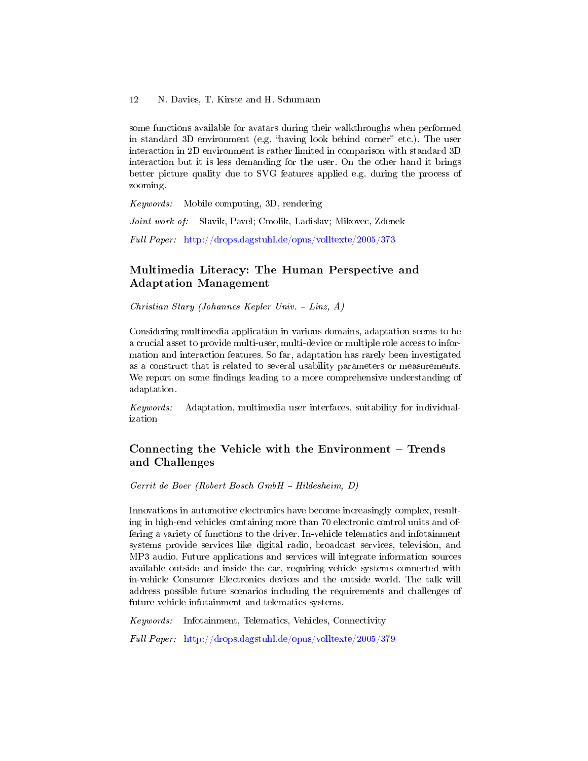some functions available for avatars during their walkthroughs when performed in standard 3D environment (e.g. "having look behind corner" etc.). The user interaction in 2D environment is rather limited in comparison with standard 3D interaction but it is less demanding for the user. On the other hand it brings better picture quality due to SVG features applied e.g. during the process of zooming.

*Keywords:* Mobile computing, 3D, rendering

*Joint work of:* Slavik, Pavel; Cmolik, Ladislav; Mikovec, Zdenek

*Full Paper:* http://drops.dagstuhl.de/opus/volltexte/2005/373

## Multimedia Literacy: The Human Perspective and Adaptation Management

*Christian Stary (Johannes Kepler Univ. – Linz, A)*

Considering multimedia application in various domains, adaptation seems to be a crucial asset to provide multi-user, multi-device or multiple role access to information and interaction features. So far, adaptation has rarely been investigated as a construct that is related to several usability parameters or measurements. We report on some findings leading to a more comprehensive understanding of adaptation.

*Keywords:* Adaptation, multimedia user interfaces, suitability for individualization

## Connecting the Vehicle with the Environment – Trends and Challenges

*Gerrit de Boer (Robert Bosch GmbH – Hildesheim, D)*

Innovations in automotive electronics have become increasingly complex, resulting in high-end vehicles containing more than 70 electronic control units and offering a variety of functions to the driver. In-vehicle telematics and infotainment systems provide services like digital radio, broadcast services, television, and MP3 audio. Future applications and services will integrate information sources available outside and inside the car, requiring vehicle systems connected with in-vehicle Consumer Electronics devices and the outside world. The talk will address possible future scenarios including the requirements and challenges of future vehicle infotainment and telematics systems.

*Keywords:* Infotainment, Telematics, Vehicles, Connectivity

*Full Paper:* http://drops.dagstuhl.de/opus/volltexte/2005/379